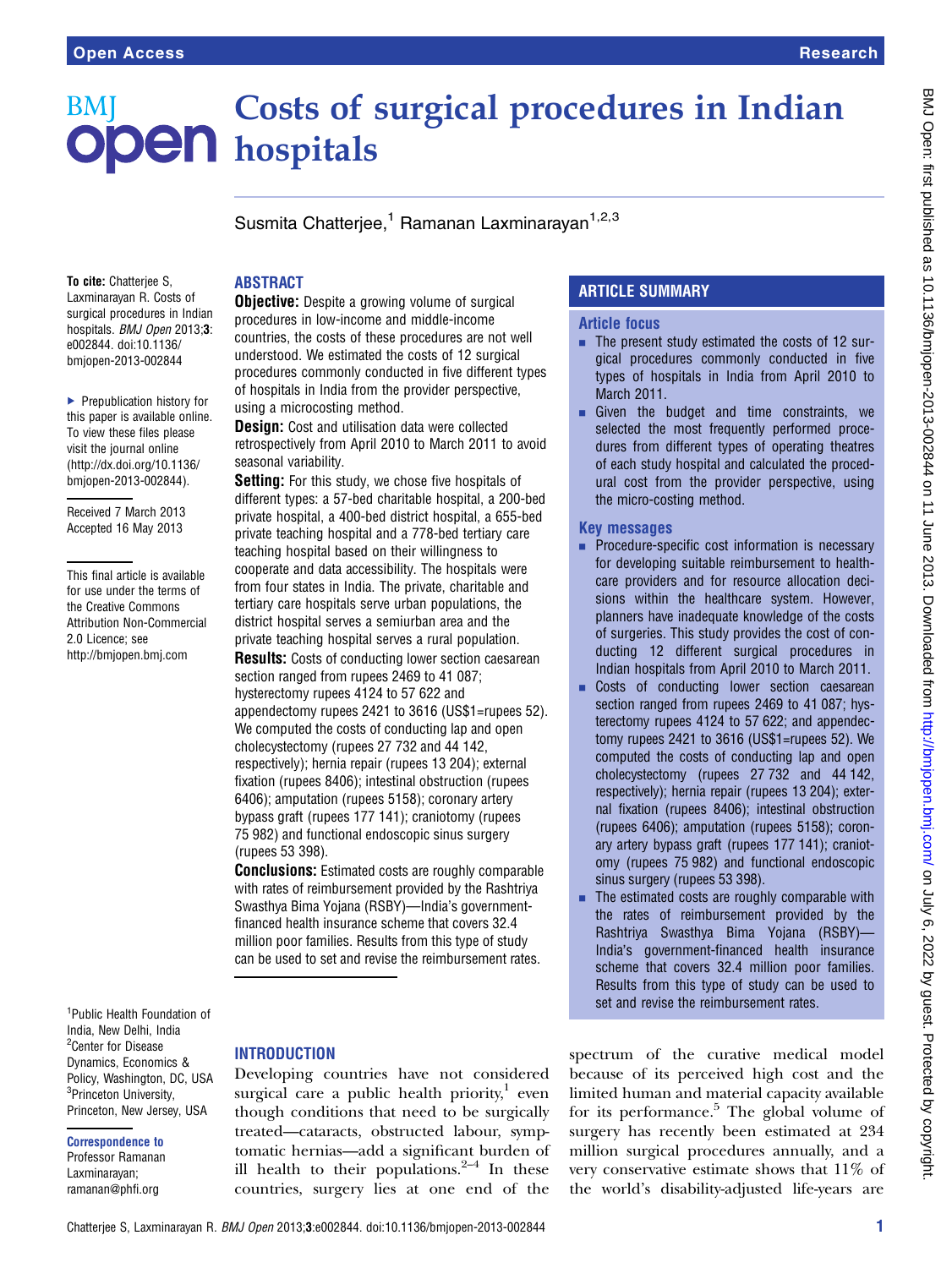# Costs of surgical procedures in Indian hospitals

Susmita Chatterjee,[1] Ramanan Laxminarayan[1,2,3]

**To cite:** Chatterjee S, Laxminarayan R. Costs of surgical procedures in Indian hospitals. *BMJ Open* 2013;**3**: e002844. doi:10.1136/bmjopen-2013-002844

▶ Prepublication history for this paper is available online. To view these files please visit the journal online (http://dx.doi.org/10.1136/bmjopen-2013-002844).

Received 7 March 2013
Accepted 16 May 2013

This final article is available for use under the terms of the Creative Commons Attribution Non-Commercial 2.0 Licence; see http://bmjopen.bmj.com

[1]Public Health Foundation of India, New Delhi, India
[2]Center for Disease Dynamics, Economics & Policy, Washington, DC, USA
[3]Princeton University, Princeton, New Jersey, USA

**Correspondence to**
Professor Ramanan Laxminarayan;
ramanan@phfi.org

## ABSTRACT

**Objective:** Despite a growing volume of surgical procedures in low-income and middle-income countries, the costs of these procedures are not well understood. We estimated the costs of 12 surgical procedures commonly conducted in five different types of hospitals in India from the provider perspective, using a microcosting method.

**Design:** Cost and utilisation data were collected retrospectively from April 2010 to March 2011 to avoid seasonal variability.

**Setting:** For this study, we chose five hospitals of different types: a 57-bed charitable hospital, a 200-bed private hospital, a 400-bed district hospital, a 655-bed private teaching hospital and a 778-bed tertiary care teaching hospital based on their willingness to cooperate and data accessibility. The hospitals were from four states in India. The private, charitable and tertiary care hospitals serve urban populations, the district hospital serves a semiurban area and the private teaching hospital serves a rural population.

**Results:** Costs of conducting lower section caesarean section ranged from rupees 2469 to 41 087; hysterectomy rupees 4124 to 57 622 and appendectomy rupees 2421 to 3616 (US$1=rupees 52). We computed the costs of conducting lap and open cholecystectomy (rupees 27 732 and 44 142, respectively); hernia repair (rupees 13 204); external fixation (rupees 8406); intestinal obstruction (rupees 6406); amputation (rupees 5158); coronary artery bypass graft (rupees 177 141); craniotomy (rupees 75 982) and functional endoscopic sinus surgery (rupees 53 398).

**Conclusions:** Estimated costs are roughly comparable with rates of reimbursement provided by the Rashtriya Swasthya Bima Yojana (RSBY)—India's government-financed health insurance scheme that covers 32.4 million poor families. Results from this type of study can be used to set and revise the reimbursement rates.

## ARTICLE SUMMARY

### Article focus

- The present study estimated the costs of 12 surgical procedures commonly conducted in five types of hospitals in India from April 2010 to March 2011.
- Given the budget and time constraints, we selected the most frequently performed procedures from different types of operating theatres of each study hospital and calculated the procedural cost from the provider perspective, using the micro-costing method.

### Key messages

- Procedure-specific cost information is necessary for developing suitable reimbursement to healthcare providers and for resource allocation decisions within the healthcare system. However, planners have inadequate knowledge of the costs of surgeries. This study provides the cost of conducting 12 different surgical procedures in Indian hospitals from April 2010 to March 2011.
- Costs of conducting lower section caesarean section ranged from rupees 2469 to 41 087; hysterectomy rupees 4124 to 57 622; and appendectomy rupees 2421 to 3616 (US$1=rupees 52). We computed the costs of conducting lap and open cholecystectomy (rupees 27 732 and 44 142, respectively); hernia repair (rupees 13 204); external fixation (rupees 8406); intestinal obstruction (rupees 6406); amputation (rupees 5158); coronary artery bypass graft (rupees 177 141); craniotomy (rupees 75 982) and functional endoscopic sinus surgery (rupees 53 398).
- The estimated costs are roughly comparable with the rates of reimbursement provided by the Rashtriya Swasthya Bima Yojana (RSBY)—India's government-financed health insurance scheme that covers 32.4 million poor families. Results from this type of study can be used to set and revise the reimbursement rates.

## INTRODUCTION

Developing countries have not considered surgical care a public health priority,[1] even though conditions that need to be surgically treated—cataracts, obstructed labour, symptomatic hernias—add a significant burden of ill health to their populations.[2–4] In these countries, surgery lies at one end of the spectrum of the curative medical model because of its perceived high cost and the limited human and material capacity available for its performance.[5] The global volume of surgery has recently been estimated at 234 million surgical procedures annually, and a very conservative estimate shows that 11% of the world's disability-adjusted life-years are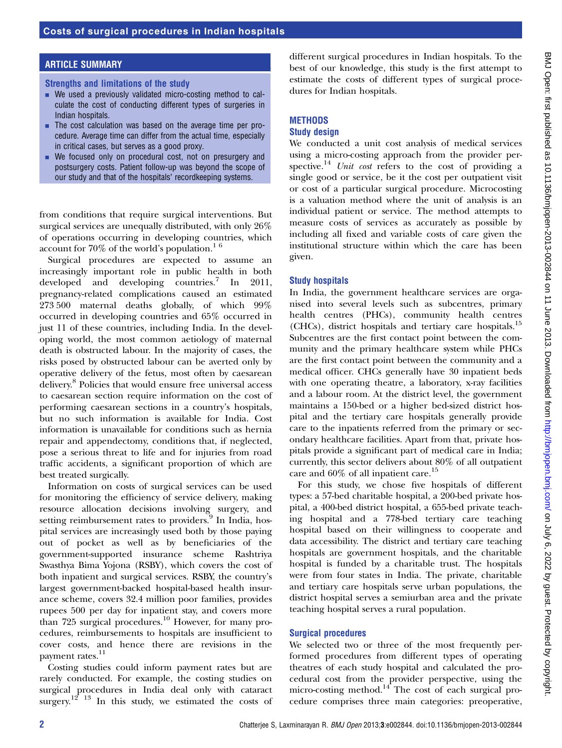## ARTICLE SUMMARY

### Strengths and limitations of the study

- We used a previously validated micro-costing method to calculate the cost of conducting different types of surgeries in Indian hospitals.
- The cost calculation was based on the average time per procedure. Average time can differ from the actual time, especially in critical cases, but serves as a good proxy.
- We focused only on procedural cost, not on presurgery and postsurgery costs. Patient follow-up was beyond the scope of our study and that of the hospitals' recordkeeping systems.

from conditions that require surgical interventions. But surgical services are unequally distributed, with only 26% of operations occurring in developing countries, which account for 70% of the world's population.[1 6]

Surgical procedures are expected to assume an increasingly important role in public health in both developed and developing countries.[7] In 2011, pregnancy-related complications caused an estimated 273 500 maternal deaths globally, of which 99% occurred in developing countries and 65% occurred in just 11 of these countries, including India. In the developing world, the most common aetiology of maternal death is obstructed labour. In the majority of cases, the risks posed by obstructed labour can be averted only by operative delivery of the fetus, most often by caesarean delivery.[8] Policies that would ensure free universal access to caesarean section require information on the cost of performing caesarean sections in a country's hospitals, but no such information is available for India. Cost information is unavailable for conditions such as hernia repair and appendectomy, conditions that, if neglected, pose a serious threat to life and for injuries from road traffic accidents, a significant proportion of which are best treated surgically.

Information on costs of surgical services can be used for monitoring the efficiency of service delivery, making resource allocation decisions involving surgery, and setting reimbursement rates to providers.[9] In India, hospital services are increasingly used both by those paying out of pocket as well as by beneficiaries of the government-supported insurance scheme Rashtriya Swasthya Bima Yojona (RSBY), which covers the cost of both inpatient and surgical services. RSBY, the country's largest government-backed hospital-based health insurance scheme, covers 32.4 million poor families, provides rupees 500 per day for inpatient stay, and covers more than 725 surgical procedures.[10] However, for many procedures, reimbursements to hospitals are insufficient to cover costs, and hence there are revisions in the payment rates.[11]

Costing studies could inform payment rates but are rarely conducted. For example, the costing studies on surgical procedures in India deal only with cataract surgery.[12 13] In this study, we estimated the costs of different surgical procedures in Indian hospitals. To the best of our knowledge, this study is the first attempt to estimate the costs of different types of surgical procedures for Indian hospitals.

## METHODS

### Study design

We conducted a unit cost analysis of medical services using a micro-costing approach from the provider perspective.[14] *Unit cost* refers to the cost of providing a single good or service, be it the cost per outpatient visit or cost of a particular surgical procedure. Microcosting is a valuation method where the unit of analysis is an individual patient or service. The method attempts to measure costs of services as accurately as possible by including all fixed and variable costs of care given the institutional structure within which the care has been given.

### Study hospitals

In India, the government healthcare services are organised into several levels such as subcentres, primary health centres (PHCs), community health centres (CHCs), district hospitals and tertiary care hospitals.[15] Subcentres are the first contact point between the community and the primary healthcare system while PHCs are the first contact point between the community and a medical officer. CHCs generally have 30 inpatient beds with one operating theatre, a laboratory, x-ray facilities and a labour room. At the district level, the government maintains a 150-bed or a higher bed-sized district hospital and the tertiary care hospitals generally provide care to the inpatients referred from the primary or secondary healthcare facilities. Apart from that, private hospitals provide a significant part of medical care in India; currently, this sector delivers about 80% of all outpatient care and 60% of all inpatient care.[15]

For this study, we chose five hospitals of different types: a 57-bed charitable hospital, a 200-bed private hospital, a 400-bed district hospital, a 655-bed private teaching hospital and a 778-bed tertiary care teaching hospital based on their willingness to cooperate and data accessibility. The district and tertiary care teaching hospitals are government hospitals, and the charitable hospital is funded by a charitable trust. The hospitals were from four states in India. The private, charitable and tertiary care hospitals serve urban populations, the district hospital serves a semiurban area and the private teaching hospital serves a rural population.

### Surgical procedures

We selected two or three of the most frequently performed procedures from different types of operating theatres of each study hospital and calculated the procedural cost from the provider perspective, using the micro-costing method.[14] The cost of each surgical procedure comprises three main categories: preoperative,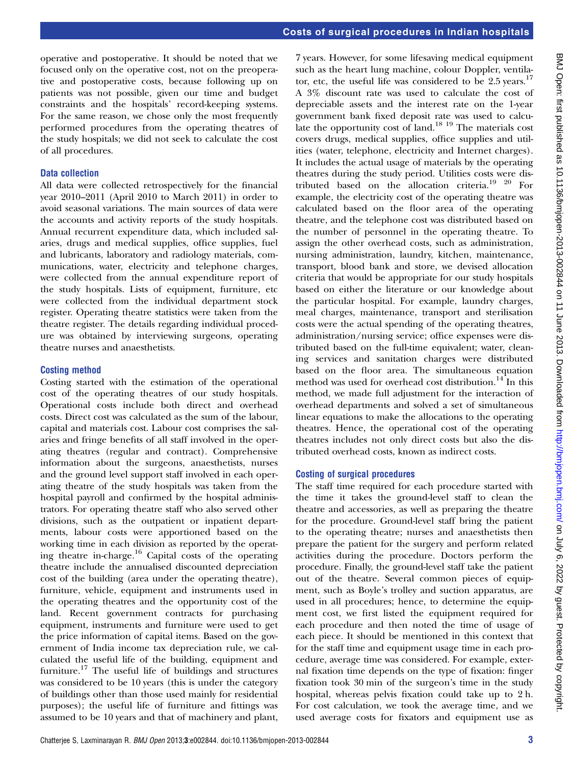operative and postoperative. It should be noted that we focused only on the operative cost, not on the preoperative and postoperative costs, because following up on patients was not possible, given our time and budget constraints and the hospitals' record-keeping systems. For the same reason, we chose only the most frequently performed procedures from the operating theatres of the study hospitals; we did not seek to calculate the cost of all procedures.

### Data collection

All data were collected retrospectively for the financial year 2010–2011 (April 2010 to March 2011) in order to avoid seasonal variations. The main sources of data were the accounts and activity reports of the study hospitals. Annual recurrent expenditure data, which included salaries, drugs and medical supplies, office supplies, fuel and lubricants, laboratory and radiology materials, communications, water, electricity and telephone charges, were collected from the annual expenditure report of the study hospitals. Lists of equipment, furniture, etc were collected from the individual department stock register. Operating theatre statistics were taken from the theatre register. The details regarding individual procedure was obtained by interviewing surgeons, operating theatre nurses and anaesthetists.

### Costing method

Costing started with the estimation of the operational cost of the operating theatres of our study hospitals. Operational costs include both direct and overhead costs. Direct cost was calculated as the sum of the labour, capital and materials cost. Labour cost comprises the salaries and fringe benefits of all staff involved in the operating theatres (regular and contract). Comprehensive information about the surgeons, anaesthetists, nurses and the ground level support staff involved in each operating theatre of the study hospitals was taken from the hospital payroll and confirmed by the hospital administrators. For operating theatre staff who also served other divisions, such as the outpatient or inpatient departments, labour costs were apportioned based on the working time in each division as reported by the operating theatre in-charge.[16] Capital costs of the operating theatre include the annualised discounted depreciation cost of the building (area under the operating theatre), furniture, vehicle, equipment and instruments used in the operating theatres and the opportunity cost of the land. Recent government contracts for purchasing equipment, instruments and furniture were used to get the price information of capital items. Based on the government of India income tax depreciation rule, we calculated the useful life of the building, equipment and furniture.[17] The useful life of buildings and structures was considered to be 10 years (this is under the category of buildings other than those used mainly for residential purposes); the useful life of furniture and fittings was assumed to be 10 years and that of machinery and plant, 7 years. However, for some lifesaving medical equipment such as the heart lung machine, colour Doppler, ventilator, etc, the useful life was considered to be 2.5 years.[17] A 3% discount rate was used to calculate the cost of depreciable assets and the interest rate on the 1-year government bank fixed deposit rate was used to calculate the opportunity cost of land.[18,19] The materials cost covers drugs, medical supplies, office supplies and utilities (water, telephone, electricity and Internet charges). It includes the actual usage of materials by the operating theatres during the study period. Utilities costs were distributed based on the allocation criteria.[19,20] For example, the electricity cost of the operating theatre was calculated based on the floor area of the operating theatre, and the telephone cost was distributed based on the number of personnel in the operating theatre. To assign the other overhead costs, such as administration, nursing administration, laundry, kitchen, maintenance, transport, blood bank and store, we devised allocation criteria that would be appropriate for our study hospitals based on either the literature or our knowledge about the particular hospital. For example, laundry charges, meal charges, maintenance, transport and sterilisation costs were the actual spending of the operating theatres, administration/nursing service; office expenses were distributed based on the full-time equivalent; water, cleaning services and sanitation charges were distributed based on the floor area. The simultaneous equation method was used for overhead cost distribution.[14] In this method, we made full adjustment for the interaction of overhead departments and solved a set of simultaneous linear equations to make the allocations to the operating theatres. Hence, the operational cost of the operating theatres includes not only direct costs but also the distributed overhead costs, known as indirect costs.

### Costing of surgical procedures

The staff time required for each procedure started with the time it takes the ground-level staff to clean the theatre and accessories, as well as preparing the theatre for the procedure. Ground-level staff bring the patient to the operating theatre; nurses and anaesthetists then prepare the patient for the surgery and perform related activities during the procedure. Doctors perform the procedure. Finally, the ground-level staff take the patient out of the theatre. Several common pieces of equipment, such as Boyle's trolley and suction apparatus, are used in all procedures; hence, to determine the equipment cost, we first listed the equipment required for each procedure and then noted the time of usage of each piece. It should be mentioned in this context that for the staff time and equipment usage time in each procedure, average time was considered. For example, external fixation time depends on the type of fixation: finger fixation took 30 min of the surgeon's time in the study hospital, whereas pelvis fixation could take up to 2 h. For cost calculation, we took the average time, and we used average costs for fixators and equipment use as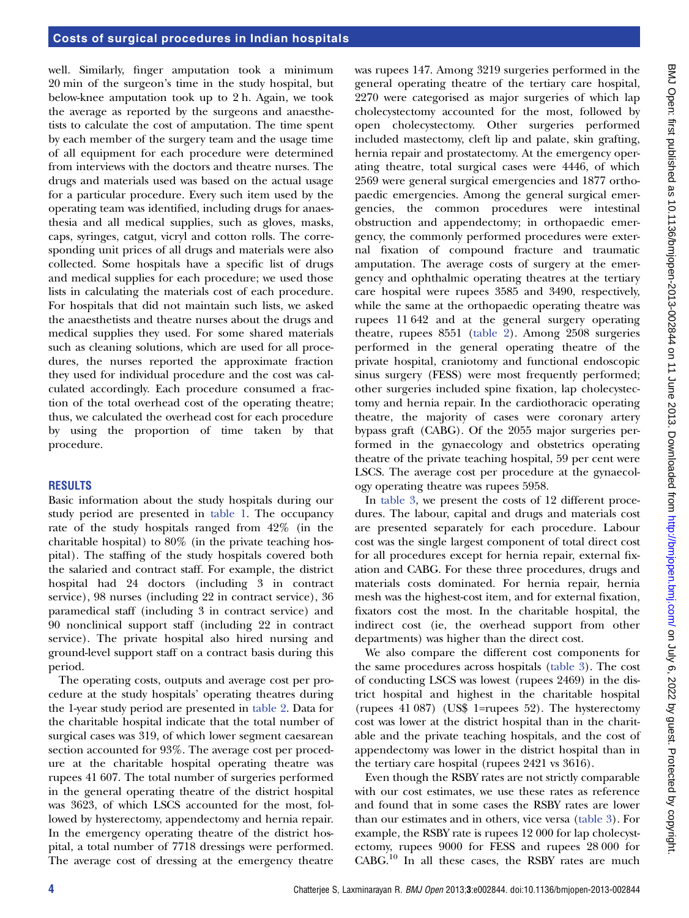well. Similarly, finger amputation took a minimum 20 min of the surgeon's time in the study hospital, but below-knee amputation took up to 2 h. Again, we took the average as reported by the surgeons and anaesthetists to calculate the cost of amputation. The time spent by each member of the surgery team and the usage time of all equipment for each procedure were determined from interviews with the doctors and theatre nurses. The drugs and materials used was based on the actual usage for a particular procedure. Every such item used by the operating team was identified, including drugs for anaesthesia and all medical supplies, such as gloves, masks, caps, syringes, catgut, vicryl and cotton rolls. The corresponding unit prices of all drugs and materials were also collected. Some hospitals have a specific list of drugs and medical supplies for each procedure; we used those lists in calculating the materials cost of each procedure. For hospitals that did not maintain such lists, we asked the anaesthetists and theatre nurses about the drugs and medical supplies they used. For some shared materials such as cleaning solutions, which are used for all procedures, the nurses reported the approximate fraction they used for individual procedure and the cost was calculated accordingly. Each procedure consumed a fraction of the total overhead cost of the operating theatre; thus, we calculated the overhead cost for each procedure by using the proportion of time taken by that procedure.

## RESULTS

Basic information about the study hospitals during our study period are presented in table 1. The occupancy rate of the study hospitals ranged from 42% (in the charitable hospital) to 80% (in the private teaching hospital). The staffing of the study hospitals covered both the salaried and contract staff. For example, the district hospital had 24 doctors (including 3 in contract service), 98 nurses (including 22 in contract service), 36 paramedical staff (including 3 in contract service) and 90 nonclinical support staff (including 22 in contract service). The private hospital also hired nursing and ground-level support staff on a contract basis during this period.

The operating costs, outputs and average cost per procedure at the study hospitals' operating theatres during the 1-year study period are presented in table 2. Data for the charitable hospital indicate that the total number of surgical cases was 319, of which lower segment caesarean section accounted for 93%. The average cost per procedure at the charitable hospital operating theatre was rupees 41 607. The total number of surgeries performed in the general operating theatre of the district hospital was 3623, of which LSCS accounted for the most, followed by hysterectomy, appendectomy and hernia repair. In the emergency operating theatre of the district hospital, a total number of 7718 dressings were performed. The average cost of dressing at the emergency theatre was rupees 147. Among 3219 surgeries performed in the general operating theatre of the tertiary care hospital, 2270 were categorised as major surgeries of which lap cholecystectomy accounted for the most, followed by open cholecystectomy. Other surgeries performed included mastectomy, cleft lip and palate, skin grafting, hernia repair and prostatectomy. At the emergency operating theatre, total surgical cases were 4446, of which 2569 were general surgical emergencies and 1877 orthopaedic emergencies. Among the general surgical emergencies, the common procedures were intestinal obstruction and appendectomy; in orthopaedic emergency, the commonly performed procedures were external fixation of compound fracture and traumatic amputation. The average costs of surgery at the emergency and ophthalmic operating theatres at the tertiary care hospital were rupees 3585 and 3490, respectively, while the same at the orthopaedic operating theatre was rupees 11 642 and at the general surgery operating theatre, rupees 8551 (table 2). Among 2508 surgeries performed in the general operating theatre of the private hospital, craniotomy and functional endoscopic sinus surgery (FESS) were most frequently performed; other surgeries included spine fixation, lap cholecystectomy and hernia repair. In the cardiothoracic operating theatre, the majority of cases were coronary artery bypass graft (CABG). Of the 2055 major surgeries performed in the gynaecology and obstetrics operating theatre of the private teaching hospital, 59 per cent were LSCS. The average cost per procedure at the gynaecology operating theatre was rupees 5958.

In table 3, we present the costs of 12 different procedures. The labour, capital and drugs and materials cost are presented separately for each procedure. Labour cost was the single largest component of total direct cost for all procedures except for hernia repair, external fixation and CABG. For these three procedures, drugs and materials costs dominated. For hernia repair, hernia mesh was the highest-cost item, and for external fixation, fixators cost the most. In the charitable hospital, the indirect cost (ie, the overhead support from other departments) was higher than the direct cost.

We also compare the different cost components for the same procedures across hospitals (table 3). The cost of conducting LSCS was lowest (rupees 2469) in the district hospital and highest in the charitable hospital (rupees 41 087) (US$ 1=rupees 52). The hysterectomy cost was lower at the district hospital than in the charitable and the private teaching hospitals, and the cost of appendectomy was lower in the district hospital than in the tertiary care hospital (rupees 2421 vs 3616).

Even though the RSBY rates are not strictly comparable with our cost estimates, we use these rates as reference and found that in some cases the RSBY rates are lower than our estimates and in others, vice versa (table 3). For example, the RSBY rate is rupees 12 000 for lap cholecystectomy, rupees 9000 for FESS and rupees 28 000 for CABG.[10] In all these cases, the RSBY rates are much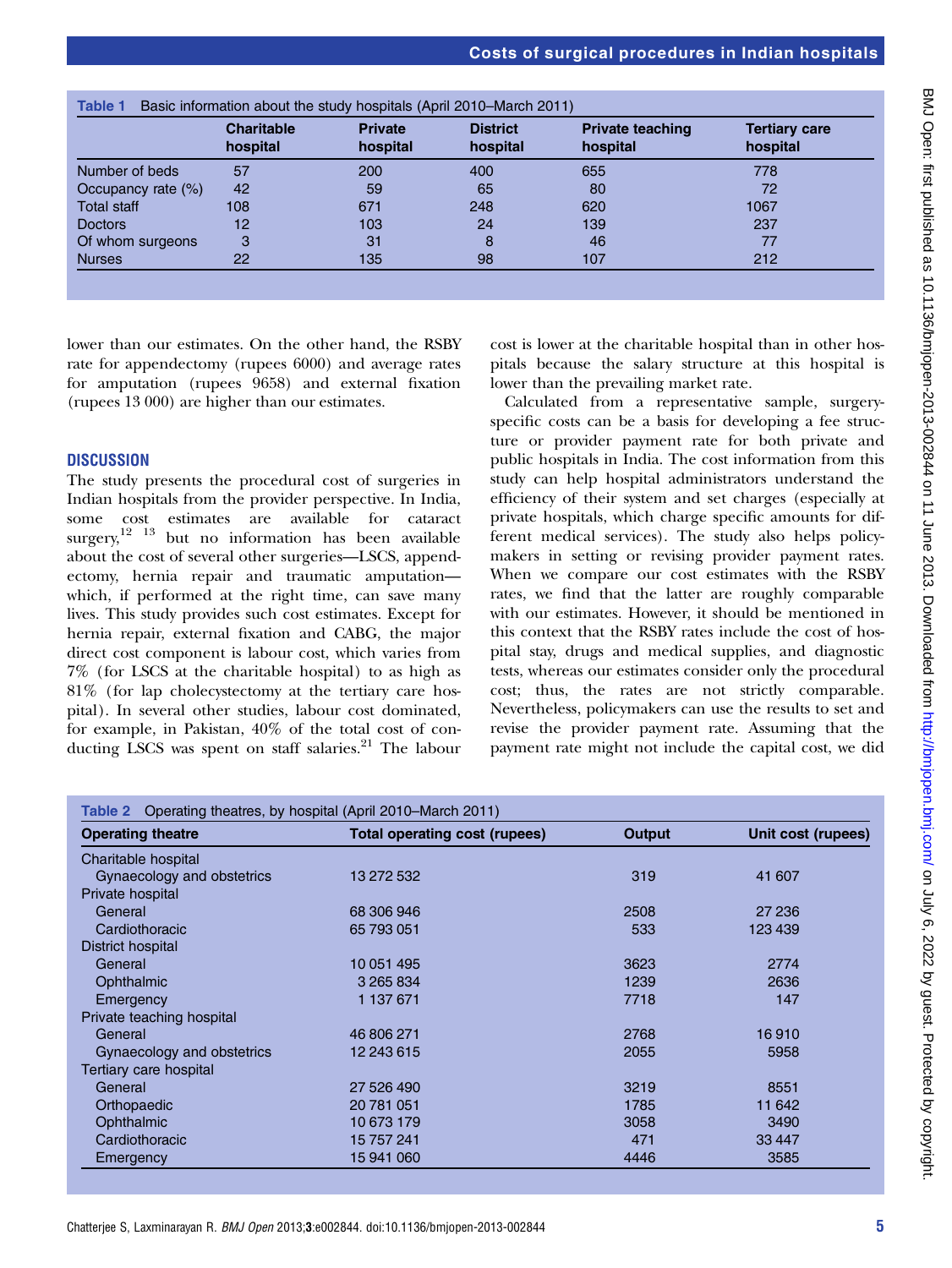**Table 1** Basic information about the study hospitals (April 2010–March 2011)

| | Charitable hospital | Private hospital | District hospital | Private teaching hospital | Tertiary care hospital |
|---|---|---|---|---|---|
| Number of beds | 57 | 200 | 400 | 655 | 778 |
| Occupancy rate (%) | 42 | 59 | 65 | 80 | 72 |
| Total staff | 108 | 671 | 248 | 620 | 1067 |
| Doctors | 12 | 103 | 24 | 139 | 237 |
| Of whom surgeons | 3 | 31 | 8 | 46 | 77 |
| Nurses | 22 | 135 | 98 | 107 | 212 |

lower than our estimates. On the other hand, the RSBY rate for appendectomy (rupees 6000) and average rates for amputation (rupees 9658) and external fixation (rupees 13 000) are higher than our estimates.

## DISCUSSION

The study presents the procedural cost of surgeries in Indian hospitals from the provider perspective. In India, some cost estimates are available for cataract surgery,[12 13] but no information has been available about the cost of several other surgeries—LSCS, appendectomy, hernia repair and traumatic amputation—which, if performed at the right time, can save many lives. This study provides such cost estimates. Except for hernia repair, external fixation and CABG, the major direct cost component is labour cost, which varies from 7% (for LSCS at the charitable hospital) to as high as 81% (for lap cholecystectomy at the tertiary care hospital). In several other studies, labour cost dominated, for example, in Pakistan, 40% of the total cost of conducting LSCS was spent on staff salaries.[21] The labour cost is lower at the charitable hospital than in other hospitals because the salary structure at this hospital is lower than the prevailing market rate.

Calculated from a representative sample, surgery-specific costs can be a basis for developing a fee structure or provider payment rate for both private and public hospitals in India. The cost information from this study can help hospital administrators understand the efficiency of their system and set charges (especially at private hospitals, which charge specific amounts for different medical services). The study also helps policymakers in setting or revising provider payment rates. When we compare our cost estimates with the RSBY rates, we find that the latter are roughly comparable with our estimates. However, it should be mentioned in this context that the RSBY rates include the cost of hospital stay, drugs and medical supplies, and diagnostic tests, whereas our estimates consider only the procedural cost; thus, the rates are not strictly comparable. Nevertheless, policymakers can use the results to set and revise the provider payment rate. Assuming that the payment rate might not include the capital cost, we did

**Table 2** Operating theatres, by hospital (April 2010–March 2011)

| Operating theatre | Total operating cost (rupees) | Output | Unit cost (rupees) |
|---|---|---|---|
| Charitable hospital | | | |
| Gynaecology and obstetrics | 13 272 532 | 319 | 41 607 |
| Private hospital | | | |
| General | 68 306 946 | 2508 | 27 236 |
| Cardiothoracic | 65 793 051 | 533 | 123 439 |
| District hospital | | | |
| General | 10 051 495 | 3623 | 2774 |
| Ophthalmic | 3 265 834 | 1239 | 2636 |
| Emergency | 1 137 671 | 7718 | 147 |
| Private teaching hospital | | | |
| General | 46 806 271 | 2768 | 16 910 |
| Gynaecology and obstetrics | 12 243 615 | 2055 | 5958 |
| Tertiary care hospital | | | |
| General | 27 526 490 | 3219 | 8551 |
| Orthopaedic | 20 781 051 | 1785 | 11 642 |
| Ophthalmic | 10 673 179 | 3058 | 3490 |
| Cardiothoracic | 15 757 241 | 471 | 33 447 |
| Emergency | 15 941 060 | 4446 | 3585 |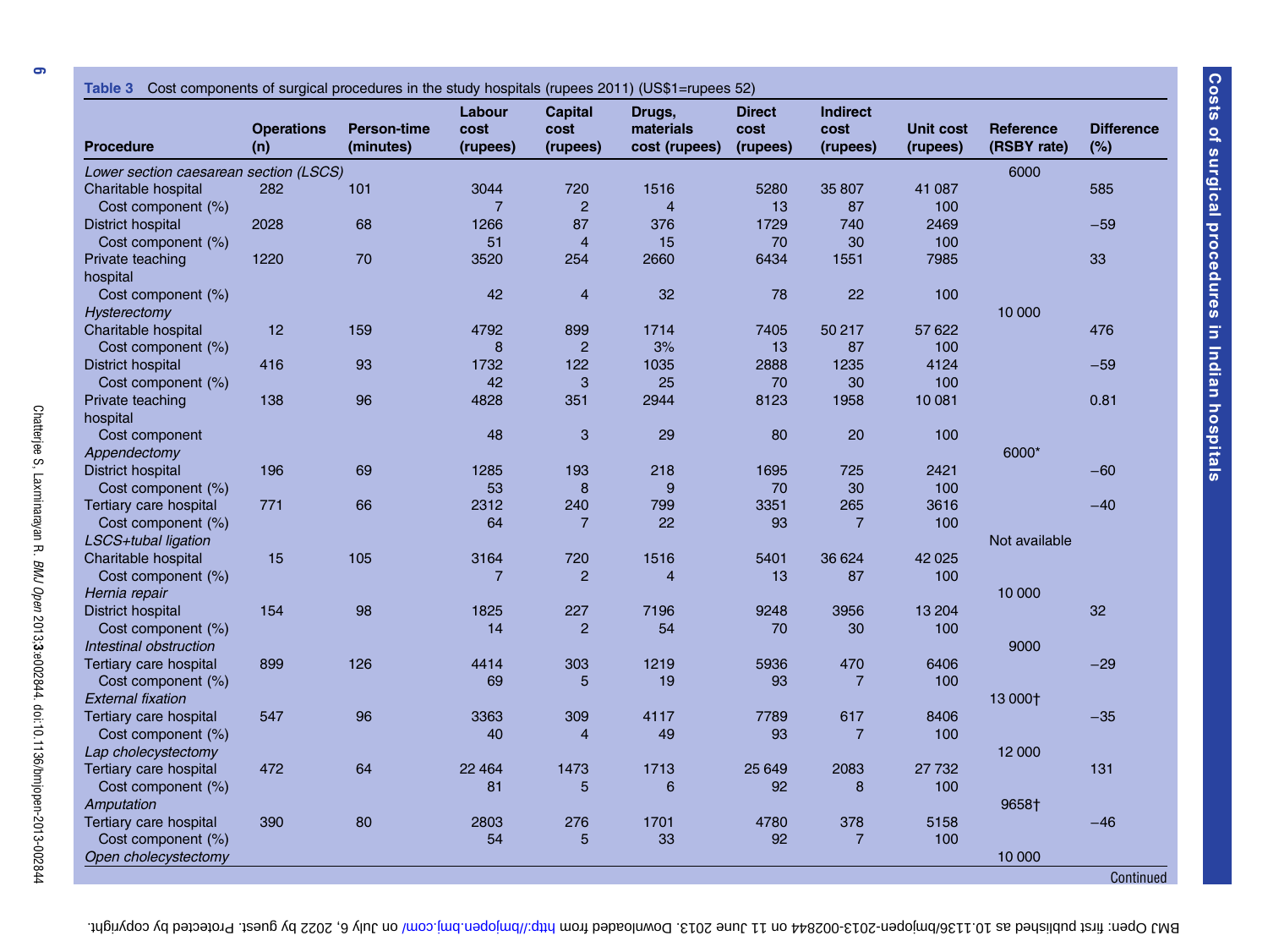**Table 3** Cost components of surgical procedures in the study hospitals (rupees 2011) (US$1=rupees 52)

| Procedure | Operations (n) | Person-time (minutes) | Labour cost (rupees) | Capital cost (rupees) | Drugs, materials cost (rupees) | Direct cost (rupees) | Indirect cost (rupees) | Unit cost (rupees) | Reference (RSBY rate) | Difference (%) |
|---|---|---|---|---|---|---|---|---|---|---|
| *Lower section caesarean section (LSCS)* | | | | | | | | | 6000 | |
| Charitable hospital | 282 | 101 | 3044 | 720 | 1516 | 5280 | 35 807 | 41 087 | | 585 |
| Cost component (%) | | | 7 | 2 | 4 | 13 | 87 | 100 | | |
| District hospital | 2028 | 68 | 1266 | 87 | 376 | 1729 | 740 | 2469 | | −59 |
| Cost component (%) | | | 51 | 4 | 15 | 70 | 30 | 100 | | |
| Private teaching hospital | 1220 | 70 | 3520 | 254 | 2660 | 6434 | 1551 | 7985 | | 33 |
| Cost component (%) | | | 42 | 4 | 32 | 78 | 22 | 100 | | |
| *Hysterectomy* | | | | | | | | | 10 000 | |
| Charitable hospital | 12 | 159 | 4792 | 899 | 1714 | 7405 | 50 217 | 57 622 | | 476 |
| Cost component (%) | | | 8 | 2 | 3% | 13 | 87 | 100 | | |
| District hospital | 416 | 93 | 1732 | 122 | 1035 | 2888 | 1235 | 4124 | | −59 |
| Cost component (%) | | | 42 | 3 | 25 | 70 | 30 | 100 | | |
| Private teaching hospital | 138 | 96 | 4828 | 351 | 2944 | 8123 | 1958 | 10 081 | | 0.81 |
| Cost component | | | 48 | 3 | 29 | 80 | 20 | 100 | | |
| *Appendectomy* | | | | | | | | | 6000* | |
| District hospital | 196 | 69 | 1285 | 193 | 218 | 1695 | 725 | 2421 | | −60 |
| Cost component (%) | | | 53 | 8 | 9 | 70 | 30 | 100 | | |
| Tertiary care hospital | 771 | 66 | 2312 | 240 | 799 | 3351 | 265 | 3616 | | −40 |
| Cost component (%) | | | 64 | 7 | 22 | 93 | 7 | 100 | | |
| *LSCS+tubal ligation* | | | | | | | | | Not available | |
| Charitable hospital | 15 | 105 | 3164 | 720 | 1516 | 5401 | 36 624 | 42 025 | | |
| Cost component (%) | | | 7 | 2 | 4 | 13 | 87 | 100 | | |
| *Hernia repair* | | | | | | | | | 10 000 | |
| District hospital | 154 | 98 | 1825 | 227 | 7196 | 9248 | 3956 | 13 204 | | 32 |
| Cost component (%) | | | 14 | 2 | 54 | 70 | 30 | 100 | | |
| *Intestinal obstruction* | | | | | | | | | 9000 | |
| Tertiary care hospital | 899 | 126 | 4414 | 303 | 1219 | 5936 | 470 | 6406 | | −29 |
| Cost component (%) | | | 69 | 5 | 19 | 93 | 7 | 100 | | |
| *External fixation* | | | | | | | | | 13 000† | |
| Tertiary care hospital | 547 | 96 | 3363 | 309 | 4117 | 7789 | 617 | 8406 | | −35 |
| Cost component (%) | | | 40 | 4 | 49 | 93 | 7 | 100 | | |
| *Lap cholecystectomy* | | | | | | | | | 12 000 | |
| Tertiary care hospital | 472 | 64 | 22 464 | 1473 | 1713 | 25 649 | 2083 | 27 732 | | 131 |
| Cost component (%) | | | 81 | 5 | 6 | 92 | 8 | 100 | | |
| *Amputation* | | | | | | | | | 9658† | |
| Tertiary care hospital | 390 | 80 | 2803 | 276 | 1701 | 4780 | 378 | 5158 | | −46 |
| Cost component (%) | | | 54 | 5 | 33 | 92 | 7 | 100 | | |
| *Open cholecystectomy* | | | | | | | | | 10 000 | |

Continued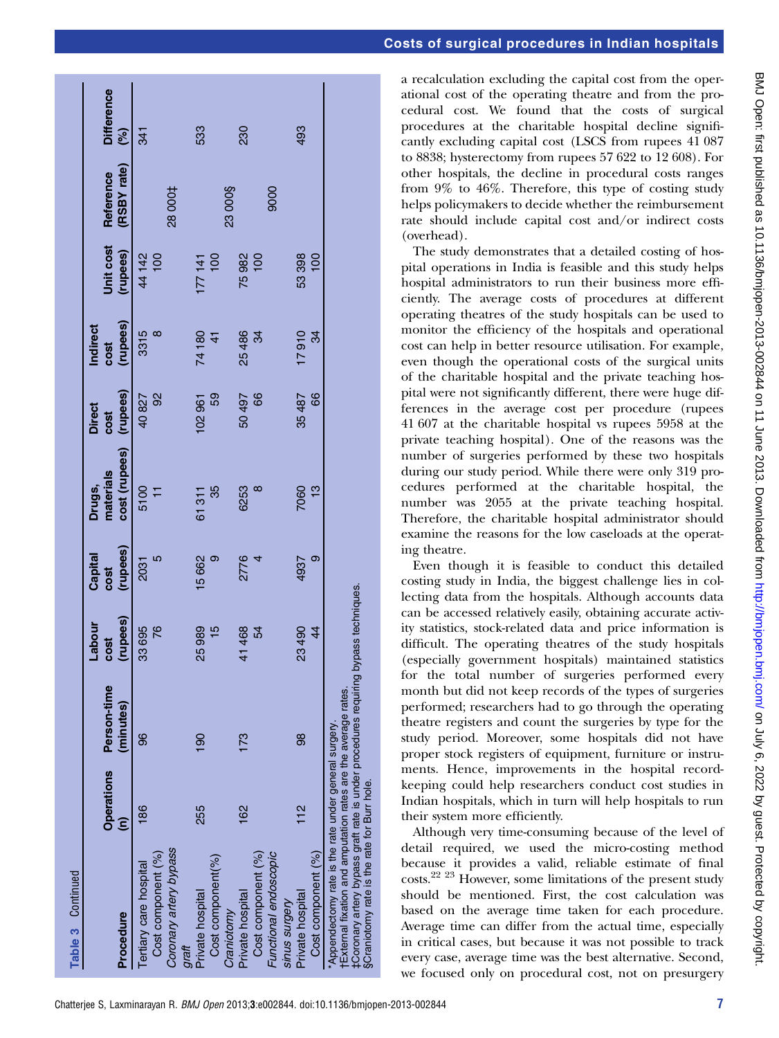**Table 3** Continued

| Procedure | Operations (n) | Person-time (minutes) | Labour cost (rupees) | Capital cost (rupees) | Drugs, materials cost (rupees) | Direct cost (rupees) | Indirect cost (rupees) | Unit cost (rupees) | Reference (RSBY rate) | Difference (%) |
|---|---|---|---|---|---|---|---|---|---|---|
| Tertiary care hospital | 186 | 96 | 33 695 | 2031 | 5100 | 40 827 | 3315 | 44 142 | | 341 |
| Cost component (%) | | | 76 | 5 | 11 | 92 | 8 | 100 | | |
| *Coronary artery bypass graft* | | | | | | | | | 28 000‡ | |
| Private hospital | 255 | 190 | 25 989 | 15 662 | 61 311 | 102 961 | 74 180 | 177 141 | | 533 |
| Cost component(%) | | | 15 | 9 | 35 | 59 | 41 | 100 | | |
| *Craniotomy* | | | | | | | | | 23 000§ | |
| Private hospital | 162 | 173 | 41 468 | 2776 | 6253 | 50 497 | 25 486 | 75 982 | | 230 |
| Cost component (%) | | | 54 | 4 | 8 | 66 | 34 | 100 | | |
| *Functional endoscopic sinus surgery* | | | | | | | | | 9000 | |
| Private hospital | 112 | 98 | 23 490 | 4937 | 7060 | 35 487 | 17 910 | 53 398 | | 493 |
| Cost component (%) | | | 44 | 9 | 13 | 66 | 34 | 100 | | |

*Appendectomy rate is the rate under general surgery.
†External fixation and amputation rates are the average rates.
‡Coronary artery bypass graft rate is under procedures requiring bypass techniques.
§Craniotomy rate is the rate for Burr hole.

a recalculation excluding the capital cost from the operational cost of the operating theatre and from the procedural cost. We found that the costs of surgical procedures at the charitable hospital decline significantly excluding capital cost (LSCS from rupees 41 087 to 8838; hysterectomy from rupees 57 622 to 12 608). For other hospitals, the decline in procedural costs ranges from 9% to 46%. Therefore, this type of costing study helps policymakers to decide whether the reimbursement rate should include capital cost and/or indirect costs (overhead).

The study demonstrates that a detailed costing of hospital operations in India is feasible and this study helps hospital administrators to run their business more efficiently. The average costs of procedures at different operating theatres of the study hospitals can be used to monitor the efficiency of the hospitals and operational cost can help in better resource utilisation. For example, even though the operational costs of the surgical units of the charitable hospital and the private teaching hospital were not significantly different, there were huge differences in the average cost per procedure (rupees 41 607 at the charitable hospital vs rupees 5958 at the private teaching hospital). One of the reasons was the number of surgeries performed by these two hospitals during our study period. While there were only 319 procedures performed at the charitable hospital, the number was 2055 at the private teaching hospital. Therefore, the charitable hospital administrator should examine the reasons for the low caseloads at the operating theatre.

Even though it is feasible to conduct this detailed costing study in India, the biggest challenge lies in collecting data from the hospitals. Although accounts data can be accessed relatively easily, obtaining accurate activity statistics, stock-related data and price information is difficult. The operating theatres of the study hospitals (especially government hospitals) maintained statistics for the total number of surgeries performed every month but did not keep records of the types of surgeries performed; researchers had to go through the operating theatre registers and count the surgeries by type for the study period. Moreover, some hospitals did not have proper stock registers of equipment, furniture or instruments. Hence, improvements in the hospital record-keeping could help researchers conduct cost studies in Indian hospitals, which in turn will help hospitals to run their system more efficiently.

Although very time-consuming because of the level of detail required, we used the micro-costing method because it provides a valid, reliable estimate of final costs.[22 23] However, some limitations of the present study should be mentioned. First, the cost calculation was based on the average time taken for each procedure. Average time can differ from the actual time, especially in critical cases, but because it was not possible to track every case, average time was the best alternative. Second, we focused only on procedural cost, not on presurgery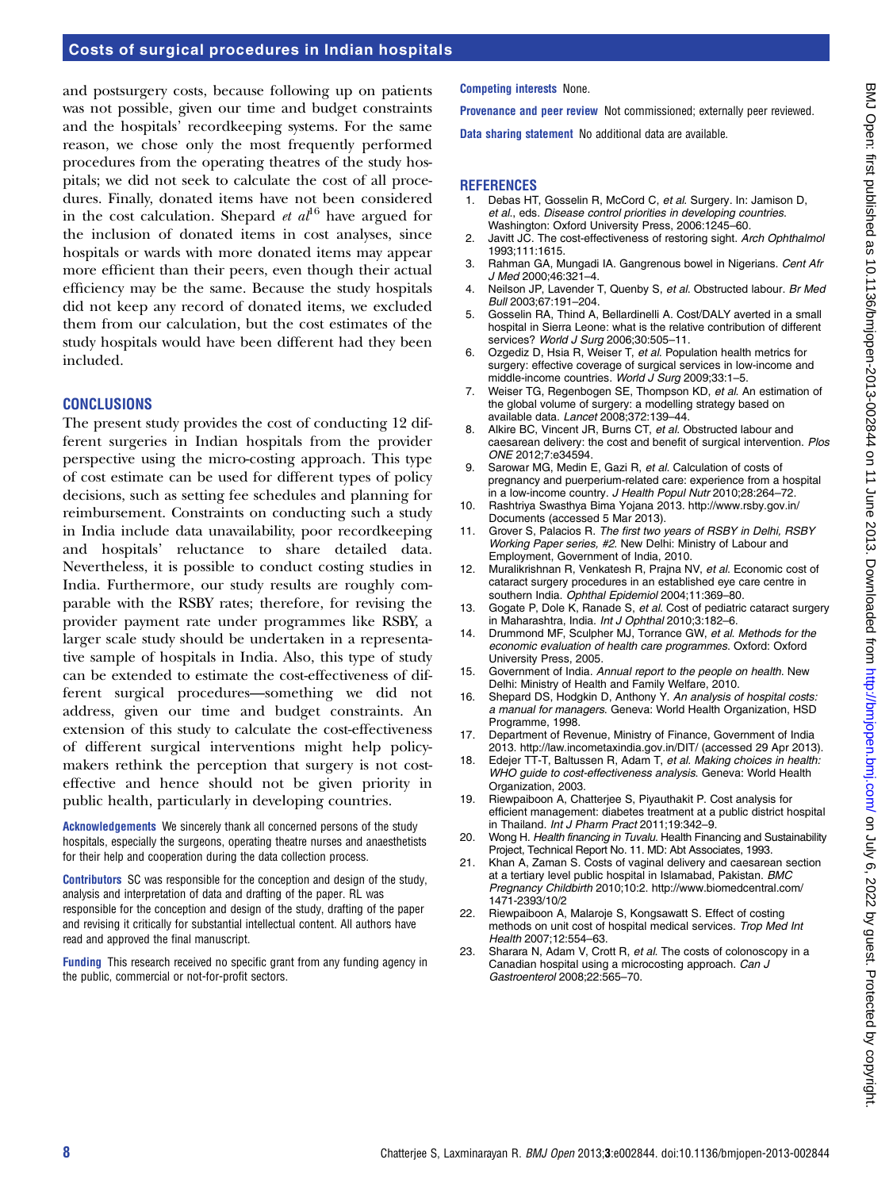and postsurgery costs, because following up on patients was not possible, given our time and budget constraints and the hospitals' recordkeeping systems. For the same reason, we chose only the most frequently performed procedures from the operating theatres of the study hospitals; we did not seek to calculate the cost of all procedures. Finally, donated items have not been considered in the cost calculation. Shepard *et al*[16] have argued for the inclusion of donated items in cost analyses, since hospitals or wards with more donated items may appear more efficient than their peers, even though their actual efficiency may be the same. Because the study hospitals did not keep any record of donated items, we excluded them from our calculation, but the cost estimates of the study hospitals would have been different had they been included.

## CONCLUSIONS

The present study provides the cost of conducting 12 different surgeries in Indian hospitals from the provider perspective using the micro-costing approach. This type of cost estimate can be used for different types of policy decisions, such as setting fee schedules and planning for reimbursement. Constraints on conducting such a study in India include data unavailability, poor recordkeeping and hospitals' reluctance to share detailed data. Nevertheless, it is possible to conduct costing studies in India. Furthermore, our study results are roughly comparable with the RSBY rates; therefore, for revising the provider payment rate under programmes like RSBY, a larger scale study should be undertaken in a representative sample of hospitals in India. Also, this type of study can be extended to estimate the cost-effectiveness of different surgical procedures—something we did not address, given our time and budget constraints. An extension of this study to calculate the cost-effectiveness of different surgical interventions might help policymakers rethink the perception that surgery is not cost-effective and hence should not be given priority in public health, particularly in developing countries.

**Acknowledgements** We sincerely thank all concerned persons of the study hospitals, especially the surgeons, operating theatre nurses and anaesthetists for their help and cooperation during the data collection process.

**Contributors** SC was responsible for the conception and design of the study, analysis and interpretation of data and drafting of the paper. RL was responsible for the conception and design of the study, drafting of the paper and revising it critically for substantial intellectual content. All authors have read and approved the final manuscript.

**Funding** This research received no specific grant from any funding agency in the public, commercial or not-for-profit sectors.

**Competing interests** None.

**Provenance and peer review** Not commissioned; externally peer reviewed.

**Data sharing statement** No additional data are available.

## REFERENCES

1. Debas HT, Gosselin R, McCord C, *et al*. Surgery. In: Jamison D, *et al*., eds. *Disease control priorities in developing countries*. Washington: Oxford University Press, 2006:1245–60.
2. Javitt JC. The cost-effectiveness of restoring sight. *Arch Ophthalmol* 1993;111:1615.
3. Rahman GA, Mungadi IA. Gangrenous bowel in Nigerians. *Cent Afr J Med* 2000;46:321–4.
4. Neilson JP, Lavender T, Quenby S, *et al*. Obstructed labour. *Br Med Bull* 2003;67:191–204.
5. Gosselin RA, Thind A, Bellardinelli A. Cost/DALY averted in a small hospital in Sierra Leone: what is the relative contribution of different services? *World J Surg* 2006;30:505–11.
6. Ozgediz D, Hsia R, Weiser T, *et al*. Population health metrics for surgery: effective coverage of surgical services in low-income and middle-income countries. *World J Surg* 2009;33:1–5.
7. Weiser TG, Regenbogen SE, Thompson KD, *et al*. An estimation of the global volume of surgery: a modelling strategy based on available data. *Lancet* 2008;372:139–44.
8. Alkire BC, Vincent JR, Burns CT, *et al*. Obstructed labour and caesarean delivery: the cost and benefit of surgical intervention. *Plos ONE* 2012;7:e34594.
9. Sarowar MG, Medin E, Gazi R, *et al*. Calculation of costs of pregnancy and puerperium-related care: experience from a hospital in a low-income country. *J Health Popul Nutr* 2010;28:264–72.
10. Rashtriya Swasthya Bima Yojana 2013. http://www.rsby.gov.in/Documents (accessed 5 Mar 2013).
11. Grover S, Palacios R. *The first two years of RSBY in Delhi, RSBY Working Paper series, #2*. New Delhi: Ministry of Labour and Employment, Government of India, 2010.
12. Muralikrishnan R, Venkatesh R, Prajna NV, *et al*. Economic cost of cataract surgery procedures in an established eye care centre in southern India. *Ophthal Epidemiol* 2004;11:369–80.
13. Gogate P, Dole K, Ranade S, *et al*. Cost of pediatric cataract surgery in Maharashtra, India. *Int J Ophthal* 2010;3:182–6.
14. Drummond MF, Sculpher MJ, Torrance GW, *et al*. *Methods for the economic evaluation of health care programmes*. Oxford: Oxford University Press, 2005.
15. Government of India. *Annual report to the people on health*. New Delhi: Ministry of Health and Family Welfare, 2010.
16. Shepard DS, Hodgkin D, Anthony Y. *An analysis of hospital costs: a manual for managers*. Geneva: World Health Organization, HSD Programme, 1998.
17. Department of Revenue, Ministry of Finance, Government of India 2013. http://law.incometaxindia.gov.in/DIT/ (accessed 29 Apr 2013).
18. Edejer TT-T, Baltussen R, Adam T, *et al*. *Making choices in health: WHO guide to cost-effectiveness analysis*. Geneva: World Health Organization, 2003.
19. Riewpaiboon A, Chatterjee S, Piyauthakit P. Cost analysis for efficient management: diabetes treatment at a public district hospital in Thailand. *Int J Pharm Pract* 2011;19:342–9.
20. Wong H. *Health financing in Tuvalu*. Health Financing and Sustainability Project, Technical Report No. 11. MD: Abt Associates, 1993.
21. Khan A, Zaman S. Costs of vaginal delivery and caesarean section at a tertiary level public hospital in Islamabad, Pakistan. *BMC Pregnancy Childbirth* 2010;10:2. http://www.biomedcentral.com/1471-2393/10/2
22. Riewpaiboon A, Malaroje S, Kongsawatt S. Effect of costing methods on unit cost of hospital medical services. *Trop Med Int Health* 2007;12:554–63.
23. Sharara N, Adam V, Crott R, *et al*. The costs of colonoscopy in a Canadian hospital using a microcosting approach. *Can J Gastroenterol* 2008;22:565–70.